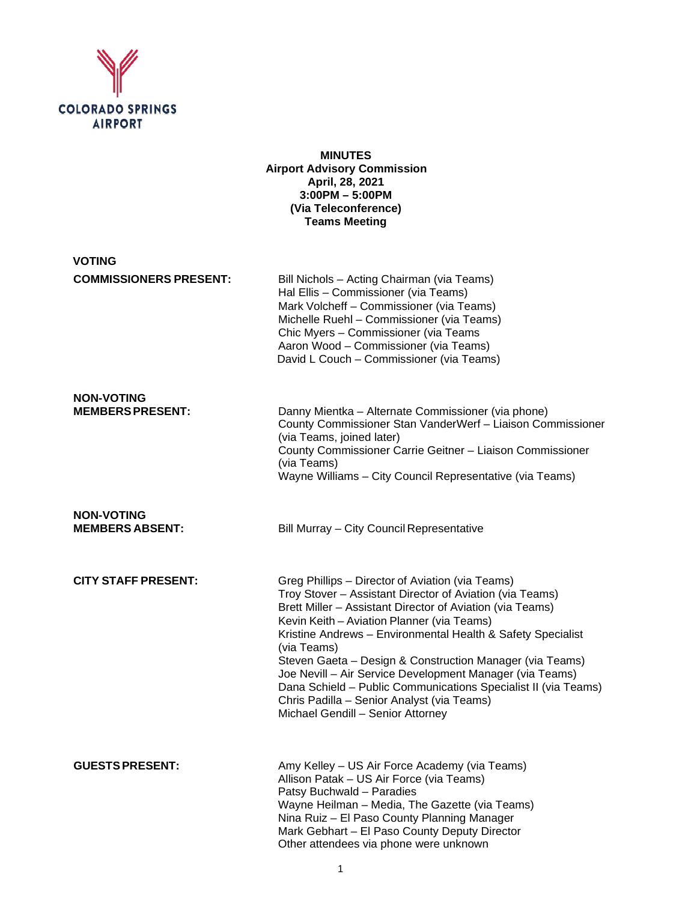COLORADO SPRINGS AIRPORT

**MINUTES**
**Airport Advisory Commission**
**April, 28, 2021**
**3:00PM – 5:00PM**
**(Via Teleconference)**
**Teams Meeting**

**VOTING COMMISSIONERS PRESENT:**

Bill Nichols – Acting Chairman (via Teams)
Hal Ellis – Commissioner (via Teams)
Mark Volcheff – Commissioner (via Teams)
Michelle Ruehl – Commissioner (via Teams)
Chic Myers – Commissioner (via Teams
Aaron Wood – Commissioner (via Teams)
David L Couch – Commissioner (via Teams)

**NON-VOTING MEMBERS PRESENT:**

Danny Mientka – Alternate Commissioner (via phone)
County Commissioner Stan VanderWerf – Liaison Commissioner (via Teams, joined later)
County Commissioner Carrie Geitner – Liaison Commissioner (via Teams)
Wayne Williams – City Council Representative (via Teams)

**NON-VOTING MEMBERS ABSENT:**

Bill Murray – City Council Representative

**CITY STAFF PRESENT:**

Greg Phillips – Director of Aviation (via Teams)
Troy Stover – Assistant Director of Aviation (via Teams)
Brett Miller – Assistant Director of Aviation (via Teams)
Kevin Keith – Aviation Planner (via Teams)
Kristine Andrews – Environmental Health & Safety Specialist (via Teams)
Steven Gaeta – Design & Construction Manager (via Teams)
Joe Nevill – Air Service Development Manager (via Teams)
Dana Schield – Public Communications Specialist II (via Teams)
Chris Padilla – Senior Analyst (via Teams)
Michael Gendill – Senior Attorney

**GUESTS PRESENT:**

Amy Kelley – US Air Force Academy (via Teams)
Allison Patak – US Air Force (via Teams)
Patsy Buchwald – Paradies
Wayne Heilman – Media, The Gazette (via Teams)
Nina Ruiz – El Paso County Planning Manager
Mark Gebhart – El Paso County Deputy Director
Other attendees via phone were unknown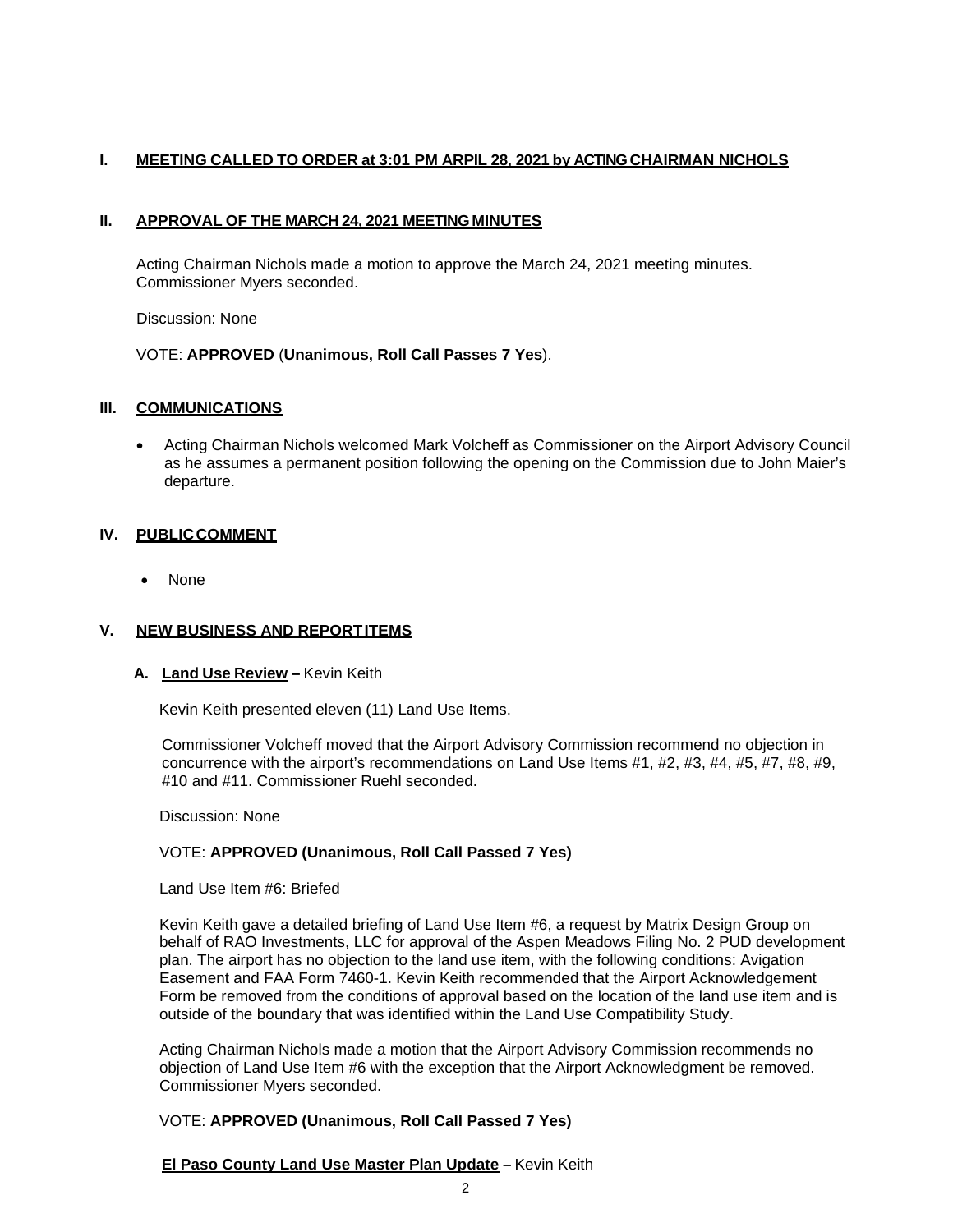## I. MEETING CALLED TO ORDER at 3:01 PM ARPIL 28, 2021 by ACTING CHAIRMAN NICHOLS

## II. APPROVAL OF THE MARCH 24, 2021 MEETING MINUTES

Acting Chairman Nichols made a motion to approve the March 24, 2021 meeting minutes. Commissioner Myers seconded.

Discussion: None

VOTE: **APPROVED** (**Unanimous, Roll Call Passes 7 Yes**).

## III. COMMUNICATIONS

- Acting Chairman Nichols welcomed Mark Volcheff as Commissioner on the Airport Advisory Council as he assumes a permanent position following the opening on the Commission due to John Maier's departure.

## IV. PUBLIC COMMENT

- None

## V. NEW BUSINESS AND REPORT ITEMS

### A. Land Use Review – Kevin Keith

Kevin Keith presented eleven (11) Land Use Items.

Commissioner Volcheff moved that the Airport Advisory Commission recommend no objection in concurrence with the airport's recommendations on Land Use Items #1, #2, #3, #4, #5, #7, #8, #9, #10 and #11. Commissioner Ruehl seconded.

Discussion: None

VOTE: **APPROVED (Unanimous, Roll Call Passed 7 Yes)**

Land Use Item #6: Briefed

Kevin Keith gave a detailed briefing of Land Use Item #6, a request by Matrix Design Group on behalf of RAO Investments, LLC for approval of the Aspen Meadows Filing No. 2 PUD development plan. The airport has no objection to the land use item, with the following conditions: Avigation Easement and FAA Form 7460-1. Kevin Keith recommended that the Airport Acknowledgement Form be removed from the conditions of approval based on the location of the land use item and is outside of the boundary that was identified within the Land Use Compatibility Study.

Acting Chairman Nichols made a motion that the Airport Advisory Commission recommends no objection of Land Use Item #6 with the exception that the Airport Acknowledgment be removed. Commissioner Myers seconded.

VOTE: **APPROVED (Unanimous, Roll Call Passed 7 Yes)**

**El Paso County Land Use Master Plan Update** – Kevin Keith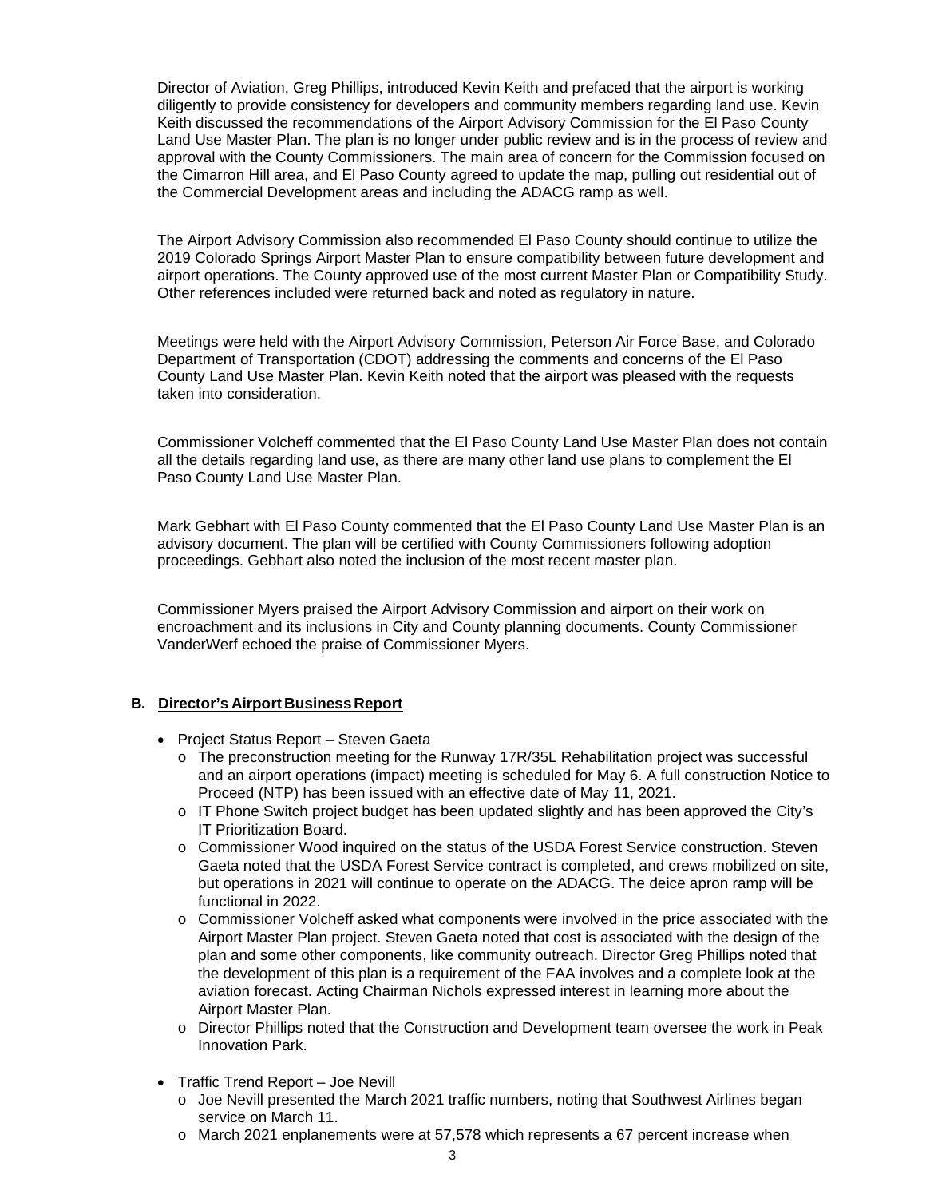Director of Aviation, Greg Phillips, introduced Kevin Keith and prefaced that the airport is working diligently to provide consistency for developers and community members regarding land use. Kevin Keith discussed the recommendations of the Airport Advisory Commission for the El Paso County Land Use Master Plan. The plan is no longer under public review and is in the process of review and approval with the County Commissioners. The main area of concern for the Commission focused on the Cimarron Hill area, and El Paso County agreed to update the map, pulling out residential out of the Commercial Development areas and including the ADACG ramp as well.

The Airport Advisory Commission also recommended El Paso County should continue to utilize the 2019 Colorado Springs Airport Master Plan to ensure compatibility between future development and airport operations. The County approved use of the most current Master Plan or Compatibility Study. Other references included were returned back and noted as regulatory in nature.

Meetings were held with the Airport Advisory Commission, Peterson Air Force Base, and Colorado Department of Transportation (CDOT) addressing the comments and concerns of the El Paso County Land Use Master Plan. Kevin Keith noted that the airport was pleased with the requests taken into consideration.

Commissioner Volcheff commented that the El Paso County Land Use Master Plan does not contain all the details regarding land use, as there are many other land use plans to complement the El Paso County Land Use Master Plan.

Mark Gebhart with El Paso County commented that the El Paso County Land Use Master Plan is an advisory document. The plan will be certified with County Commissioners following adoption proceedings. Gebhart also noted the inclusion of the most recent master plan.

Commissioner Myers praised the Airport Advisory Commission and airport on their work on encroachment and its inclusions in City and County planning documents. County Commissioner VanderWerf echoed the praise of Commissioner Myers.

## B. Director's Airport Business Report

- Project Status Report – Steven Gaeta
  - The preconstruction meeting for the Runway 17R/35L Rehabilitation project was successful and an airport operations (impact) meeting is scheduled for May 6. A full construction Notice to Proceed (NTP) has been issued with an effective date of May 11, 2021.
  - IT Phone Switch project budget has been updated slightly and has been approved the City's IT Prioritization Board.
  - Commissioner Wood inquired on the status of the USDA Forest Service construction. Steven Gaeta noted that the USDA Forest Service contract is completed, and crews mobilized on site, but operations in 2021 will continue to operate on the ADACG. The deice apron ramp will be functional in 2022.
  - Commissioner Volcheff asked what components were involved in the price associated with the Airport Master Plan project. Steven Gaeta noted that cost is associated with the design of the plan and some other components, like community outreach. Director Greg Phillips noted that the development of this plan is a requirement of the FAA involves and a complete look at the aviation forecast. Acting Chairman Nichols expressed interest in learning more about the Airport Master Plan.
  - Director Phillips noted that the Construction and Development team oversee the work in Peak Innovation Park.
- Traffic Trend Report – Joe Nevill
  - Joe Nevill presented the March 2021 traffic numbers, noting that Southwest Airlines began service on March 11.
  - March 2021 enplanements were at 57,578 which represents a 67 percent increase when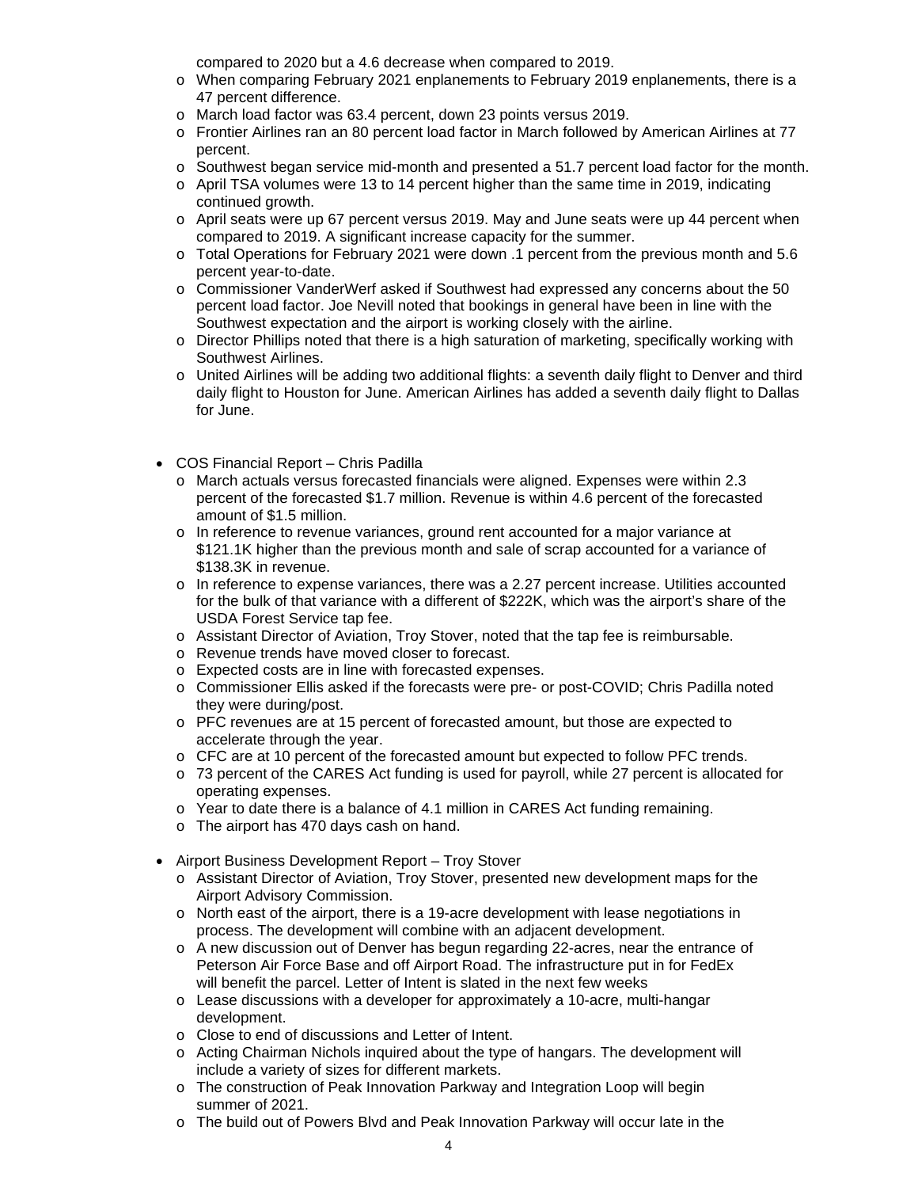compared to 2020 but a 4.6 decrease when compared to 2019.

  - When comparing February 2021 enplanements to February 2019 enplanements, there is a 47 percent difference.
  - March load factor was 63.4 percent, down 23 points versus 2019.
  - Frontier Airlines ran an 80 percent load factor in March followed by American Airlines at 77 percent.
  - Southwest began service mid-month and presented a 51.7 percent load factor for the month.
  - April TSA volumes were 13 to 14 percent higher than the same time in 2019, indicating continued growth.
  - April seats were up 67 percent versus 2019. May and June seats were up 44 percent when compared to 2019. A significant increase capacity for the summer.
  - Total Operations for February 2021 were down .1 percent from the previous month and 5.6 percent year-to-date.
  - Commissioner VanderWerf asked if Southwest had expressed any concerns about the 50 percent load factor. Joe Nevill noted that bookings in general have been in line with the Southwest expectation and the airport is working closely with the airline.
  - Director Phillips noted that there is a high saturation of marketing, specifically working with Southwest Airlines.
  - United Airlines will be adding two additional flights: a seventh daily flight to Denver and third daily flight to Houston for June. American Airlines has added a seventh daily flight to Dallas for June.

- COS Financial Report – Chris Padilla
  - March actuals versus forecasted financials were aligned. Expenses were within 2.3 percent of the forecasted $1.7 million. Revenue is within 4.6 percent of the forecasted amount of $1.5 million.
  - In reference to revenue variances, ground rent accounted for a major variance at $121.1K higher than the previous month and sale of scrap accounted for a variance of $138.3K in revenue.
  - In reference to expense variances, there was a 2.27 percent increase. Utilities accounted for the bulk of that variance with a different of $222K, which was the airport's share of the USDA Forest Service tap fee.
  - Assistant Director of Aviation, Troy Stover, noted that the tap fee is reimbursable.
  - Revenue trends have moved closer to forecast.
  - Expected costs are in line with forecasted expenses.
  - Commissioner Ellis asked if the forecasts were pre- or post-COVID; Chris Padilla noted they were during/post.
  - PFC revenues are at 15 percent of forecasted amount, but those are expected to accelerate through the year.
  - CFC are at 10 percent of the forecasted amount but expected to follow PFC trends.
  - 73 percent of the CARES Act funding is used for payroll, while 27 percent is allocated for operating expenses.
  - Year to date there is a balance of 4.1 million in CARES Act funding remaining.
  - The airport has 470 days cash on hand.

- Airport Business Development Report – Troy Stover
  - Assistant Director of Aviation, Troy Stover, presented new development maps for the Airport Advisory Commission.
  - North east of the airport, there is a 19-acre development with lease negotiations in process. The development will combine with an adjacent development.
  - A new discussion out of Denver has begun regarding 22-acres, near the entrance of Peterson Air Force Base and off Airport Road. The infrastructure put in for FedEx will benefit the parcel. Letter of Intent is slated in the next few weeks
  - Lease discussions with a developer for approximately a 10-acre, multi-hangar development.
  - Close to end of discussions and Letter of Intent.
  - Acting Chairman Nichols inquired about the type of hangars. The development will include a variety of sizes for different markets.
  - The construction of Peak Innovation Parkway and Integration Loop will begin summer of 2021.
  - The build out of Powers Blvd and Peak Innovation Parkway will occur late in the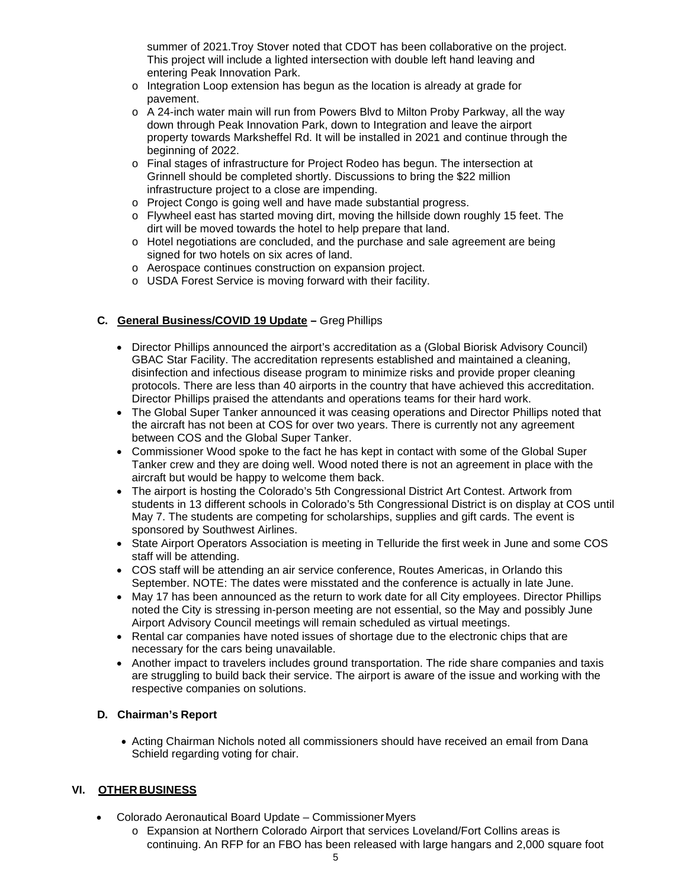summer of 2021.Troy Stover noted that CDOT has been collaborative on the project. This project will include a lighted intersection with double left hand leaving and entering Peak Innovation Park.

  - Integration Loop extension has begun as the location is already at grade for pavement.
  - A 24-inch water main will run from Powers Blvd to Milton Proby Parkway, all the way down through Peak Innovation Park, down to Integration and leave the airport property towards Marksheffel Rd. It will be installed in 2021 and continue through the beginning of 2022.
  - Final stages of infrastructure for Project Rodeo has begun. The intersection at Grinnell should be completed shortly. Discussions to bring the $22 million infrastructure project to a close are impending.
  - Project Congo is going well and have made substantial progress.
  - Flywheel east has started moving dirt, moving the hillside down roughly 15 feet. The dirt will be moved towards the hotel to help prepare that land.
  - Hotel negotiations are concluded, and the purchase and sale agreement are being signed for two hotels on six acres of land.
  - Aerospace continues construction on expansion project.
  - USDA Forest Service is moving forward with their facility.

### C. General Business/COVID 19 Update – Greg Phillips

- Director Phillips announced the airport's accreditation as a (Global Biorisk Advisory Council) GBAC Star Facility. The accreditation represents established and maintained a cleaning, disinfection and infectious disease program to minimize risks and provide proper cleaning protocols. There are less than 40 airports in the country that have achieved this accreditation. Director Phillips praised the attendants and operations teams for their hard work.
- The Global Super Tanker announced it was ceasing operations and Director Phillips noted that the aircraft has not been at COS for over two years. There is currently not any agreement between COS and the Global Super Tanker.
- Commissioner Wood spoke to the fact he has kept in contact with some of the Global Super Tanker crew and they are doing well. Wood noted there is not an agreement in place with the aircraft but would be happy to welcome them back.
- The airport is hosting the Colorado's 5th Congressional District Art Contest. Artwork from students in 13 different schools in Colorado's 5th Congressional District is on display at COS until May 7. The students are competing for scholarships, supplies and gift cards. The event is sponsored by Southwest Airlines.
- State Airport Operators Association is meeting in Telluride the first week in June and some COS staff will be attending.
- COS staff will be attending an air service conference, Routes Americas, in Orlando this September. NOTE: The dates were misstated and the conference is actually in late June.
- May 17 has been announced as the return to work date for all City employees. Director Phillips noted the City is stressing in-person meeting are not essential, so the May and possibly June Airport Advisory Council meetings will remain scheduled as virtual meetings.
- Rental car companies have noted issues of shortage due to the electronic chips that are necessary for the cars being unavailable.
- Another impact to travelers includes ground transportation. The ride share companies and taxis are struggling to build back their service. The airport is aware of the issue and working with the respective companies on solutions.

### D. Chairman's Report

- Acting Chairman Nichols noted all commissioners should have received an email from Dana Schield regarding voting for chair.

## VI. OTHER BUSINESS

- Colorado Aeronautical Board Update – Commissioner Myers
  - Expansion at Northern Colorado Airport that services Loveland/Fort Collins areas is continuing. An RFP for an FBO has been released with large hangars and 2,000 square foot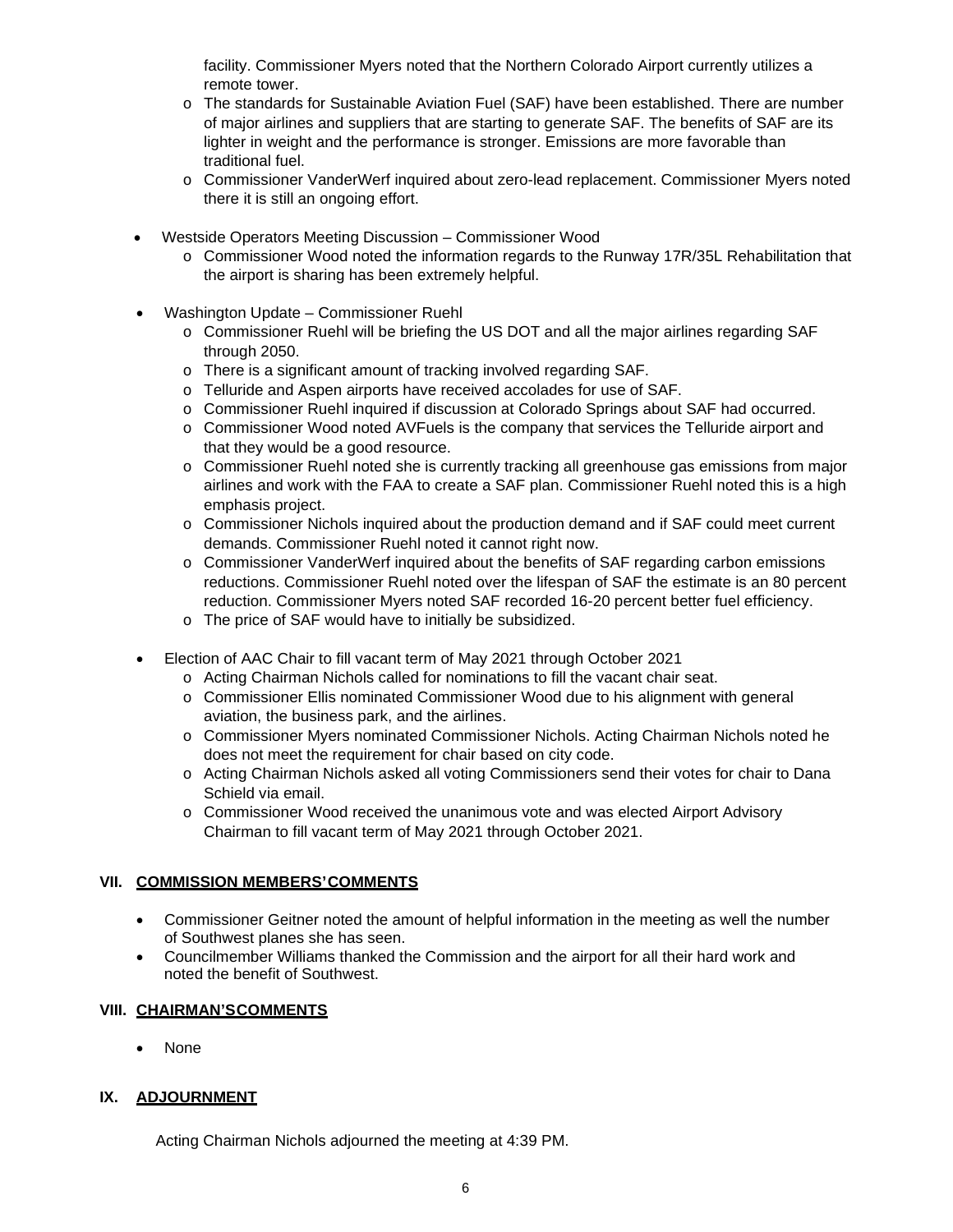facility. Commissioner Myers noted that the Northern Colorado Airport currently utilizes a remote tower.
  - The standards for Sustainable Aviation Fuel (SAF) have been established. There are number of major airlines and suppliers that are starting to generate SAF. The benefits of SAF are its lighter in weight and the performance is stronger. Emissions are more favorable than traditional fuel.
  - Commissioner VanderWerf inquired about zero-lead replacement. Commissioner Myers noted there it is still an ongoing effort.

- Westside Operators Meeting Discussion – Commissioner Wood
  - Commissioner Wood noted the information regards to the Runway 17R/35L Rehabilitation that the airport is sharing has been extremely helpful.

- Washington Update – Commissioner Ruehl
  - Commissioner Ruehl will be briefing the US DOT and all the major airlines regarding SAF through 2050.
  - There is a significant amount of tracking involved regarding SAF.
  - Telluride and Aspen airports have received accolades for use of SAF.
  - Commissioner Ruehl inquired if discussion at Colorado Springs about SAF had occurred.
  - Commissioner Wood noted AVFuels is the company that services the Telluride airport and that they would be a good resource.
  - Commissioner Ruehl noted she is currently tracking all greenhouse gas emissions from major airlines and work with the FAA to create a SAF plan. Commissioner Ruehl noted this is a high emphasis project.
  - Commissioner Nichols inquired about the production demand and if SAF could meet current demands. Commissioner Ruehl noted it cannot right now.
  - Commissioner VanderWerf inquired about the benefits of SAF regarding carbon emissions reductions. Commissioner Ruehl noted over the lifespan of SAF the estimate is an 80 percent reduction. Commissioner Myers noted SAF recorded 16-20 percent better fuel efficiency.
  - The price of SAF would have to initially be subsidized.

- Election of AAC Chair to fill vacant term of May 2021 through October 2021
  - Acting Chairman Nichols called for nominations to fill the vacant chair seat.
  - Commissioner Ellis nominated Commissioner Wood due to his alignment with general aviation, the business park, and the airlines.
  - Commissioner Myers nominated Commissioner Nichols. Acting Chairman Nichols noted he does not meet the requirement for chair based on city code.
  - Acting Chairman Nichols asked all voting Commissioners send their votes for chair to Dana Schield via email.
  - Commissioner Wood received the unanimous vote and was elected Airport Advisory Chairman to fill vacant term of May 2021 through October 2021.

## VII. COMMISSION MEMBERS' COMMENTS

- Commissioner Geitner noted the amount of helpful information in the meeting as well the number of Southwest planes she has seen.
- Councilmember Williams thanked the Commission and the airport for all their hard work and noted the benefit of Southwest.

## VIII. CHAIRMAN'S COMMENTS

- None

## IX. ADJOURNMENT

Acting Chairman Nichols adjourned the meeting at 4:39 PM.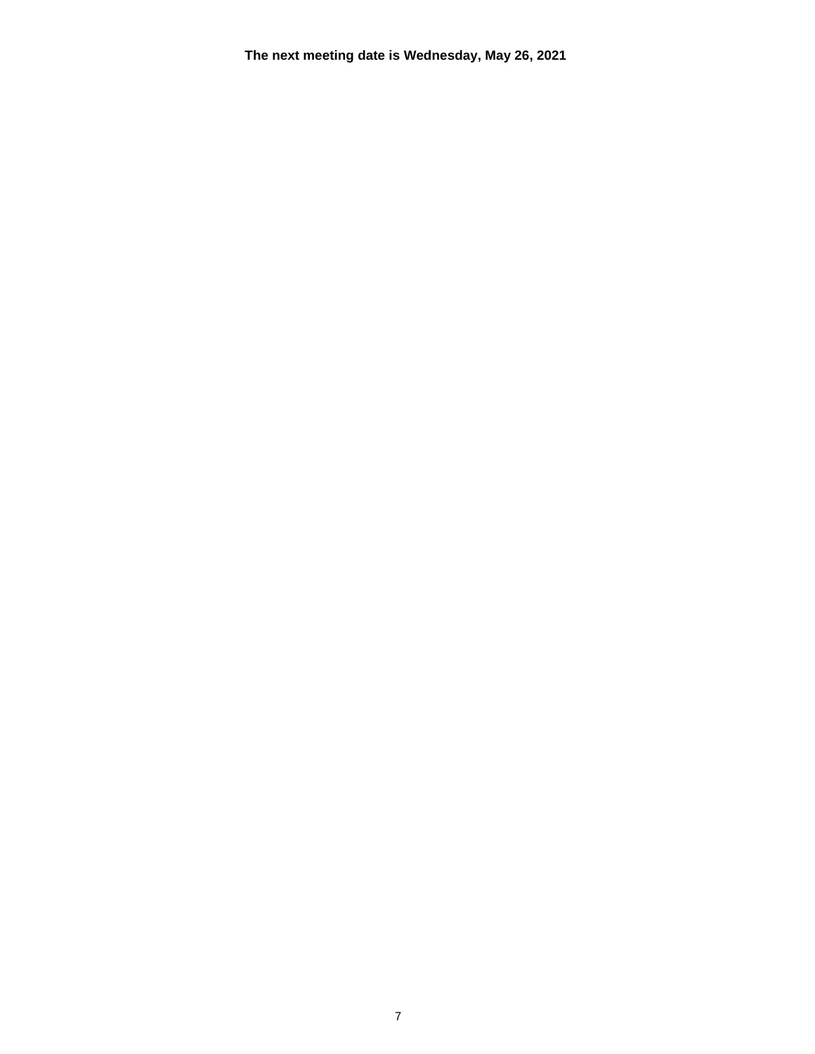**The next meeting date is Wednesday, May 26, 2021**